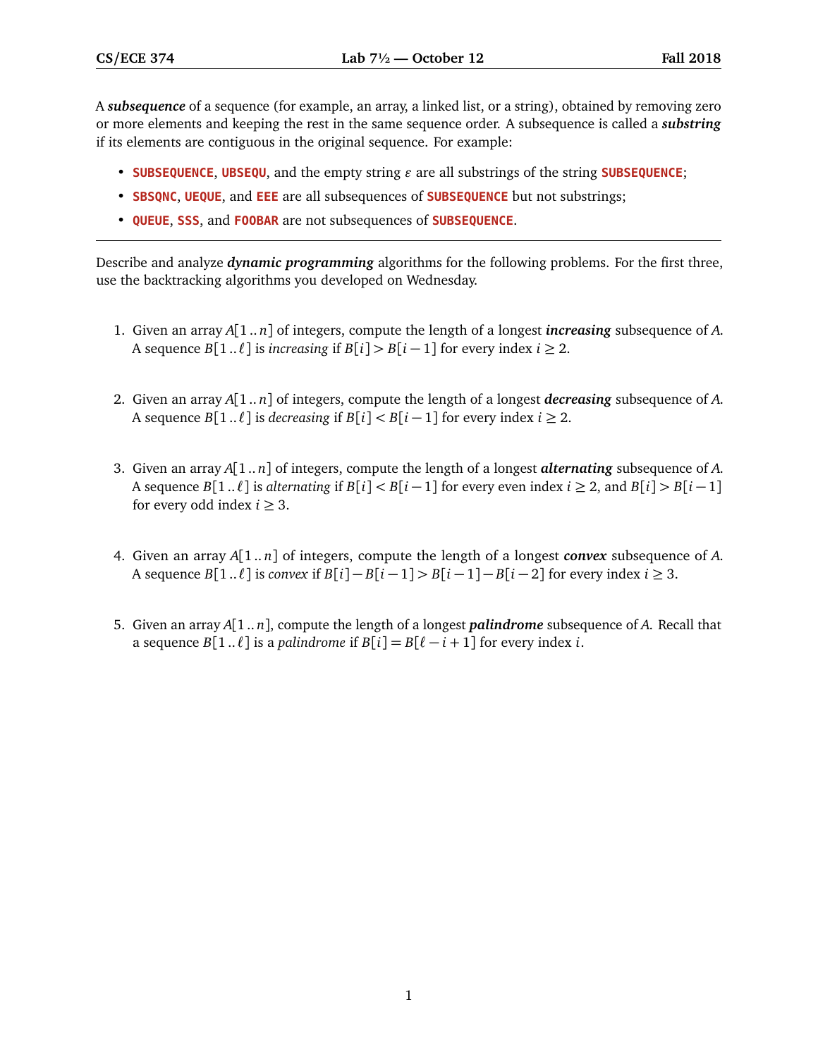A ***subsequence*** of a sequence (for example, an array, a linked list, or a string), obtained by removing zero or more elements and keeping the rest in the same sequence order. A subsequence is called a ***substring*** if its elements are contiguous in the original sequence. For example:

- **SUBSEQUENCE**, **UBSEQU**, and the empty string $\varepsilon$ are all substrings of the string **SUBSEQUENCE**;
- **SBSQNC**, **UEQUE**, and **EEE** are all subsequences of **SUBSEQUENCE** but not substrings;
- **QUEUE**, **SSS**, and **FOOBAR** are not subsequences of **SUBSEQUENCE**.

---

Describe and analyze ***dynamic programming*** algorithms for the following problems. For the first three, use the backtracking algorithms you developed on Wednesday.

1. Given an array $A[1..n]$ of integers, compute the length of a longest ***increasing*** subsequence of $A$. A sequence $B[1..\ell]$ is *increasing* if $B[i] > B[i-1]$ for every index $i \geq 2$.

2. Given an array $A[1..n]$ of integers, compute the length of a longest ***decreasing*** subsequence of $A$. A sequence $B[1..\ell]$ is *decreasing* if $B[i] < B[i-1]$ for every index $i \geq 2$.

3. Given an array $A[1..n]$ of integers, compute the length of a longest ***alternating*** subsequence of $A$. A sequence $B[1..\ell]$ is *alternating* if $B[i] < B[i-1]$ for every even index $i \geq 2$, and $B[i] > B[i-1]$ for every odd index $i \geq 3$.

4. Given an array $A[1..n]$ of integers, compute the length of a longest ***convex*** subsequence of $A$. A sequence $B[1..\ell]$ is *convex* if $B[i] - B[i-1] > B[i-1] - B[i-2]$ for every index $i \geq 3$.

5. Given an array $A[1..n]$, compute the length of a longest ***palindrome*** subsequence of $A$. Recall that a sequence $B[1..\ell]$ is a *palindrome* if $B[i] = B[\ell - i + 1]$ for every index $i$.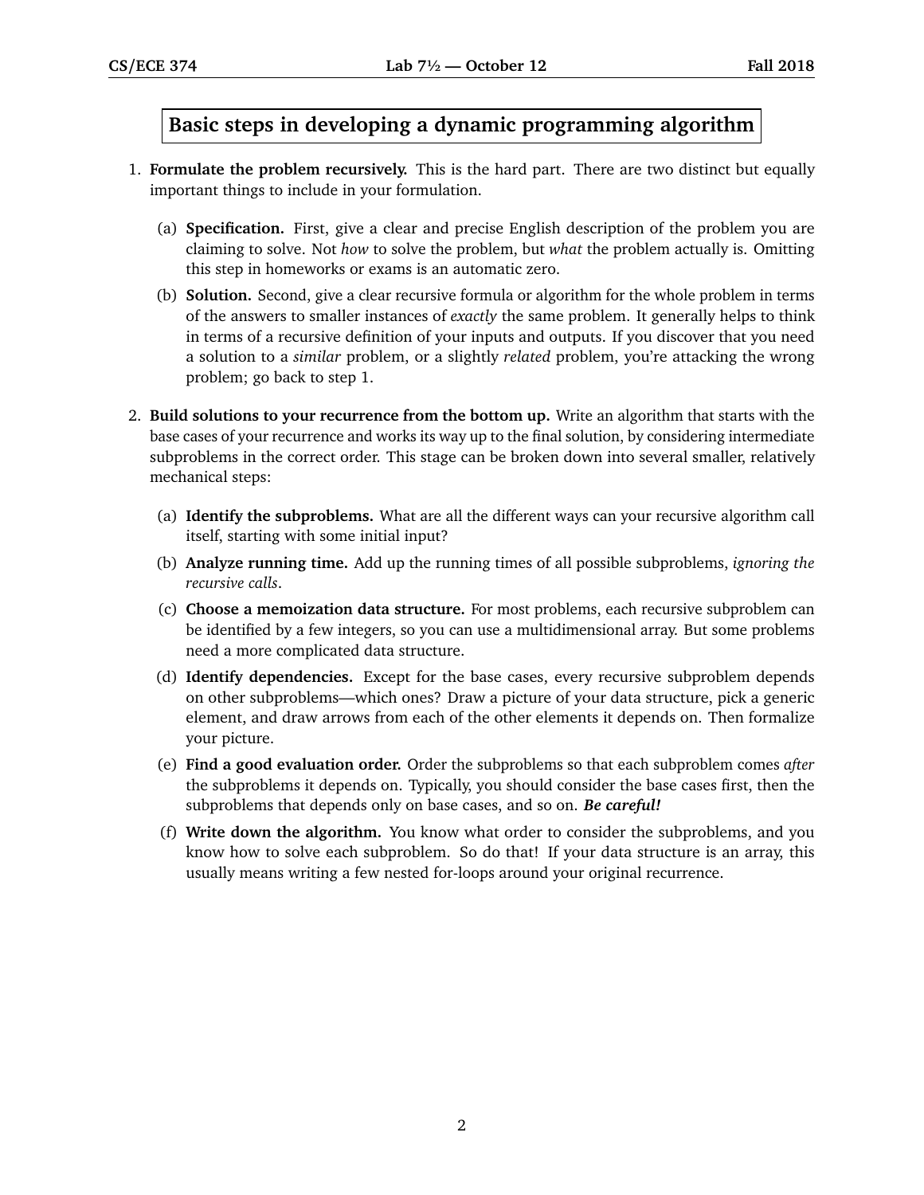# Basic steps in developing a dynamic programming algorithm

1. **Formulate the problem recursively.** This is the hard part. There are two distinct but equally important things to include in your formulation.

   (a) **Specification.** First, give a clear and precise English description of the problem you are claiming to solve. Not *how* to solve the problem, but *what* the problem actually is. Omitting this step in homeworks or exams is an automatic zero.

   (b) **Solution.** Second, give a clear recursive formula or algorithm for the whole problem in terms of the answers to smaller instances of *exactly* the same problem. It generally helps to think in terms of a recursive definition of your inputs and outputs. If you discover that you need a solution to a *similar* problem, or a slightly *related* problem, you're attacking the wrong problem; go back to step 1.

2. **Build solutions to your recurrence from the bottom up.** Write an algorithm that starts with the base cases of your recurrence and works its way up to the final solution, by considering intermediate subproblems in the correct order. This stage can be broken down into several smaller, relatively mechanical steps:

   (a) **Identify the subproblems.** What are all the different ways can your recursive algorithm call itself, starting with some initial input?

   (b) **Analyze running time.** Add up the running times of all possible subproblems, *ignoring the recursive calls*.

   (c) **Choose a memoization data structure.** For most problems, each recursive subproblem can be identified by a few integers, so you can use a multidimensional array. But some problems need a more complicated data structure.

   (d) **Identify dependencies.** Except for the base cases, every recursive subproblem depends on other subproblems—which ones? Draw a picture of your data structure, pick a generic element, and draw arrows from each of the other elements it depends on. Then formalize your picture.

   (e) **Find a good evaluation order.** Order the subproblems so that each subproblem comes *after* the subproblems it depends on. Typically, you should consider the base cases first, then the subproblems that depends only on base cases, and so on. ***Be careful!***

   (f) **Write down the algorithm.** You know what order to consider the subproblems, and you know how to solve each subproblem. So do that! If your data structure is an array, this usually means writing a few nested for-loops around your original recurrence.